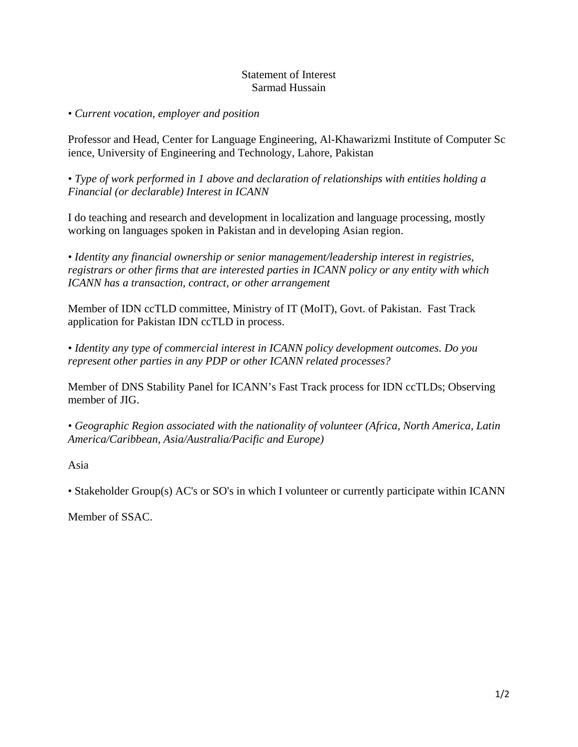Statement of Interest
Sarmad Hussain

• *Current vocation, employer and position*

Professor and Head, Center for Language Engineering, Al-Khawarizmi Institute of Computer Science, University of Engineering and Technology, Lahore, Pakistan

• *Type of work performed in 1 above and declaration of relationships with entities holding a Financial (or declarable) Interest in ICANN*

I do teaching and research and development in localization and language processing, mostly working on languages spoken in Pakistan and in developing Asian region.

• *Identity any financial ownership or senior management/leadership interest in registries, registrars or other firms that are interested parties in ICANN policy or any entity with which ICANN has a transaction, contract, or other arrangement*

Member of IDN ccTLD committee, Ministry of IT (MoIT), Govt. of Pakistan.  Fast Track application for Pakistan IDN ccTLD in process.

• *Identity any type of commercial interest in ICANN policy development outcomes. Do you represent other parties in any PDP or other ICANN related processes?*

Member of DNS Stability Panel for ICANN's Fast Track process for IDN ccTLDs; Observing member of JIG.

• *Geographic Region associated with the nationality of volunteer (Africa, North America, Latin America/Caribbean, Asia/Australia/Pacific and Europe)*

Asia

• Stakeholder Group(s) AC's or SO's in which I volunteer or currently participate within ICANN

Member of SSAC.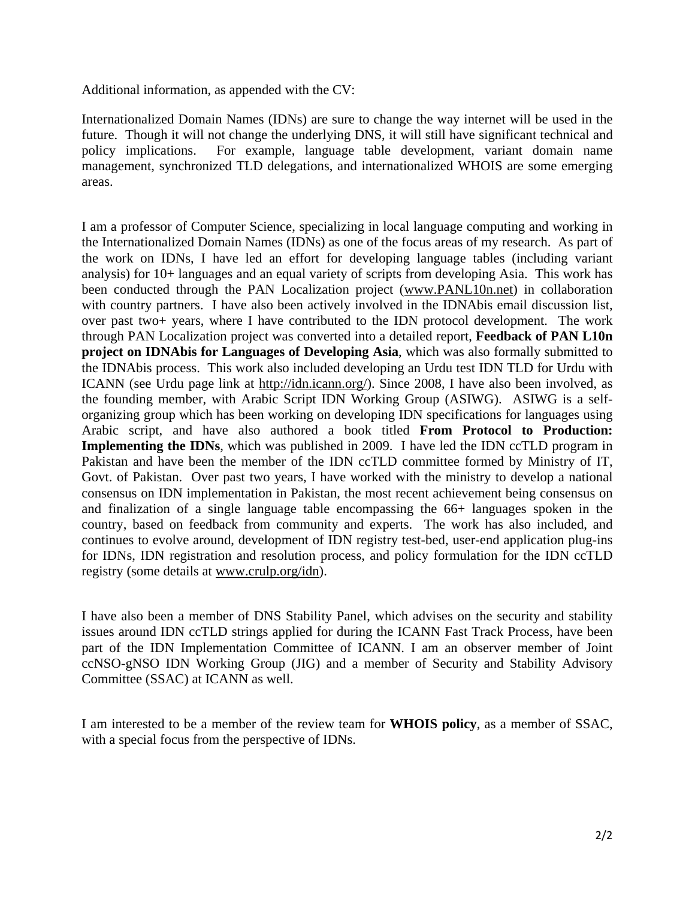Additional information, as appended with the CV:

Internationalized Domain Names (IDNs) are sure to change the way internet will be used in the future. Though it will not change the underlying DNS, it will still have significant technical and policy implications. For example, language table development, variant domain name management, synchronized TLD delegations, and internationalized WHOIS are some emerging areas.

I am a professor of Computer Science, specializing in local language computing and working in the Internationalized Domain Names (IDNs) as one of the focus areas of my research. As part of the work on IDNs, I have led an effort for developing language tables (including variant analysis) for 10+ languages and an equal variety of scripts from developing Asia. This work has been conducted through the PAN Localization project (www.PANL10n.net) in collaboration with country partners. I have also been actively involved in the IDNabis email discussion list, over past two+ years, where I have contributed to the IDN protocol development. The work through PAN Localization project was converted into a detailed report, **Feedback of PAN L10n project on IDNAbis for Languages of Developing Asia**, which was also formally submitted to the IDNAbis process. This work also included developing an Urdu test IDN TLD for Urdu with ICANN (see Urdu page link at http://idn.icann.org/). Since 2008, I have also been involved, as the founding member, with Arabic Script IDN Working Group (ASIWG). ASIWG is a self-organizing group which has been working on developing IDN specifications for languages using Arabic script, and have also authored a book titled **From Protocol to Production: Implementing the IDNs**, which was published in 2009. I have led the IDN ccTLD program in Pakistan and have been the member of the IDN ccTLD committee formed by Ministry of IT, Govt. of Pakistan. Over past two years, I have worked with the ministry to develop a national consensus on IDN implementation in Pakistan, the most recent achievement being consensus on and finalization of a single language table encompassing the 66+ languages spoken in the country, based on feedback from community and experts. The work has also included, and continues to evolve around, development of IDN registry test-bed, user-end application plug-ins for IDNs, IDN registration and resolution process, and policy formulation for the IDN ccTLD registry (some details at www.crulp.org/idn).

I have also been a member of DNS Stability Panel, which advises on the security and stability issues around IDN ccTLD strings applied for during the ICANN Fast Track Process, have been part of the IDN Implementation Committee of ICANN. I am an observer member of Joint ccNSO-gNSO IDN Working Group (JIG) and a member of Security and Stability Advisory Committee (SSAC) at ICANN as well.

I am interested to be a member of the review team for **WHOIS policy**, as a member of SSAC, with a special focus from the perspective of IDNs.